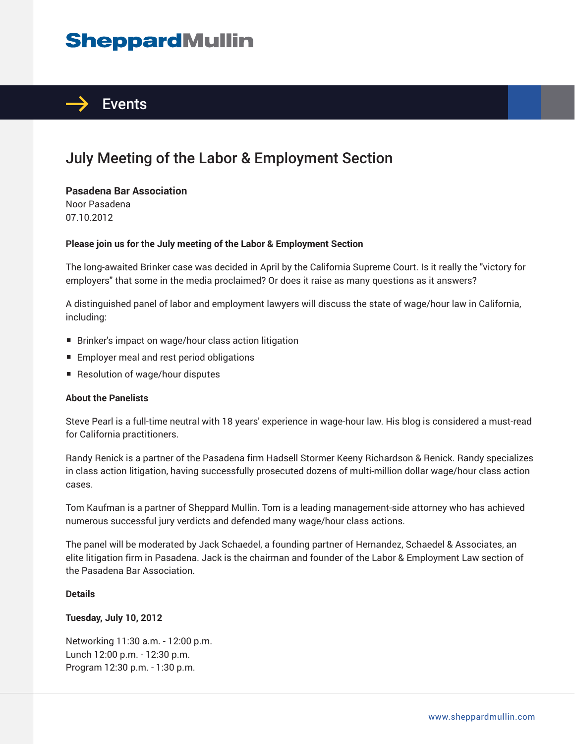# SheppardMullin

## Events

# July Meeting of the Labor & Employment Section

**Pasadena Bar Association**
Noor Pasadena
07.10.2012

**Please join us for the July meeting of the Labor & Employment Section**

The long-awaited Brinker case was decided in April by the California Supreme Court. Is it really the "victory for employers" that some in the media proclaimed? Or does it raise as many questions as it answers?

A distinguished panel of labor and employment lawyers will discuss the state of wage/hour law in California, including:

- Brinker's impact on wage/hour class action litigation
- Employer meal and rest period obligations
- Resolution of wage/hour disputes

**About the Panelists**

Steve Pearl is a full-time neutral with 18 years' experience in wage-hour law. His blog is considered a must-read for California practitioners.

Randy Renick is a partner of the Pasadena firm Hadsell Stormer Keeny Richardson & Renick. Randy specializes in class action litigation, having successfully prosecuted dozens of multi-million dollar wage/hour class action cases.

Tom Kaufman is a partner of Sheppard Mullin. Tom is a leading management-side attorney who has achieved numerous successful jury verdicts and defended many wage/hour class actions.

The panel will be moderated by Jack Schaedel, a founding partner of Hernandez, Schaedel & Associates, an elite litigation firm in Pasadena. Jack is the chairman and founder of the Labor & Employment Law section of the Pasadena Bar Association.

**Details**

**Tuesday, July 10, 2012**

Networking 11:30 a.m. - 12:00 p.m.
Lunch 12:00 p.m. - 12:30 p.m.
Program 12:30 p.m. - 1:30 p.m.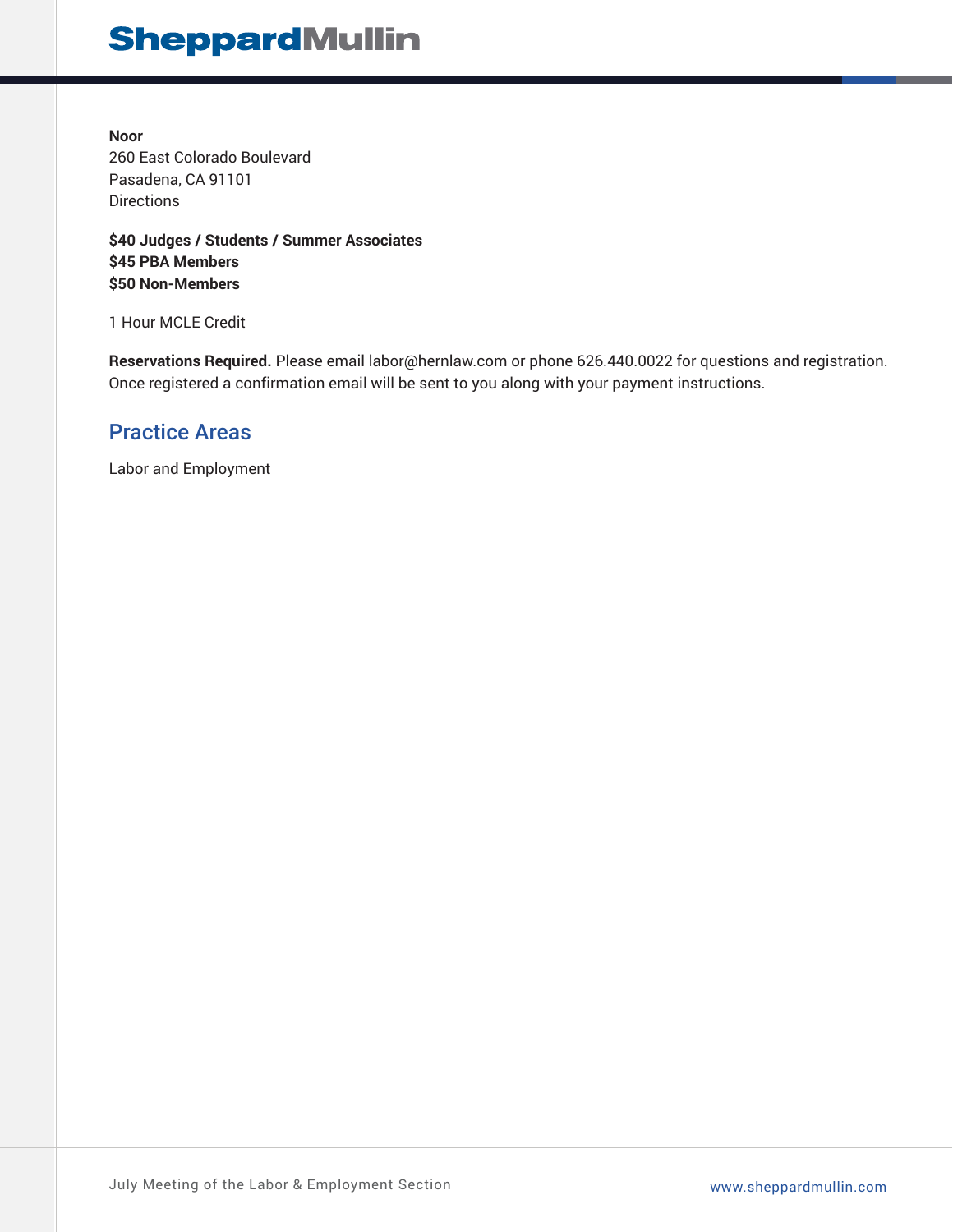**Noor**
260 East Colorado Boulevard
Pasadena, CA 91101
Directions

**$40 Judges / Students / Summer Associates**
**$45 PBA Members**
**$50 Non-Members**

1 Hour MCLE Credit

**Reservations Required.** Please email labor@hernlaw.com or phone 626.440.0022 for questions and registration. Once registered a confirmation email will be sent to you along with your payment instructions.

## Practice Areas

Labor and Employment